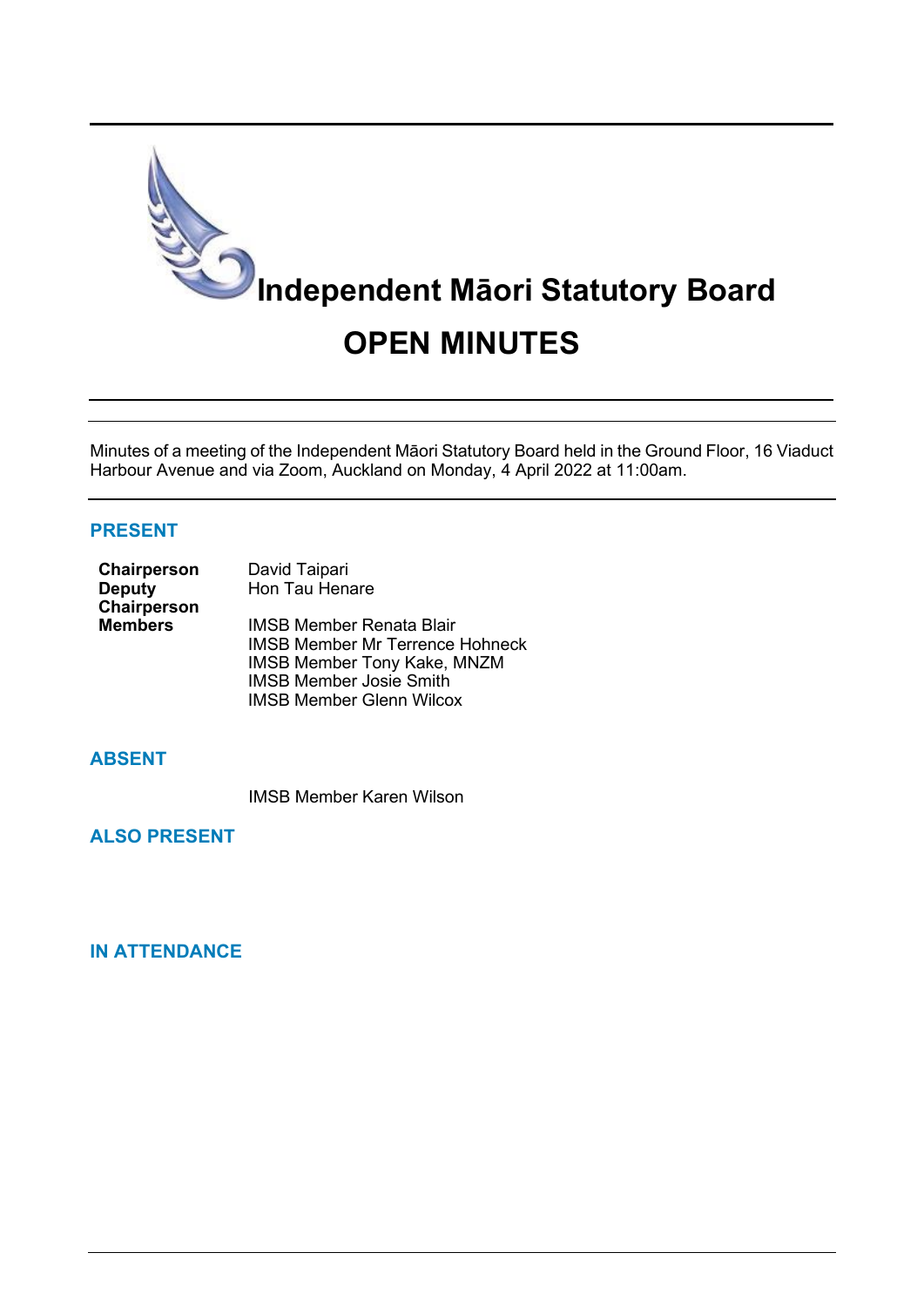# Independent Māori Statutory Board

# OPEN MINUTES

Minutes of a meeting of the Independent Māori Statutory Board held in the Ground Floor, 16 Viaduct Harbour Avenue and via Zoom, Auckland on Monday, 4 April 2022 at 11:00am.

## PRESENT

| | |
|---|---|
| **Chairperson** | David Taipari |
| **Deputy Chairperson** | Hon Tau Henare |
| **Members** | IMSB Member Renata Blair |
| | IMSB Member Mr Terrence Hohneck |
| | IMSB Member Tony Kake, MNZM |
| | IMSB Member Josie Smith |
| | IMSB Member Glenn Wilcox |

## ABSENT

IMSB Member Karen Wilson

## ALSO PRESENT

## IN ATTENDANCE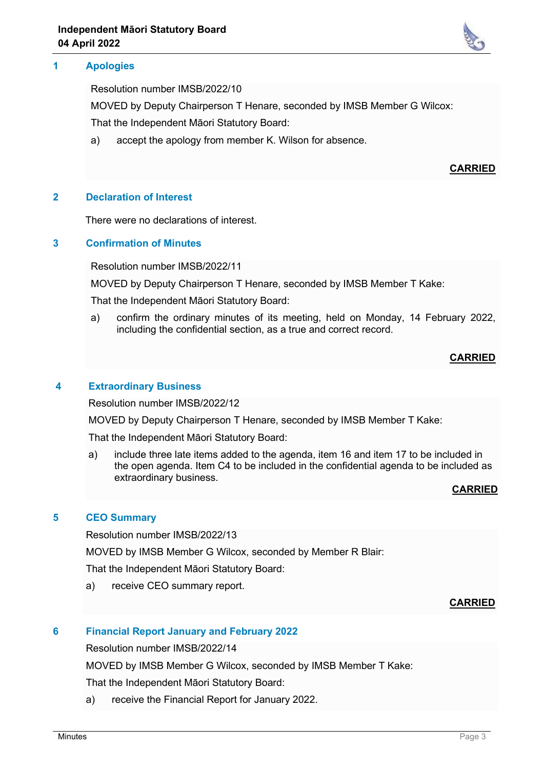## 1 Apologies

Resolution number IMSB/2022/10

MOVED by Deputy Chairperson T Henare, seconded by IMSB Member G Wilcox:

That the Independent Māori Statutory Board:

a) accept the apology from member K. Wilson for absence.

**CARRIED**

## 2 Declaration of Interest

There were no declarations of interest.

## 3 Confirmation of Minutes

Resolution number IMSB/2022/11

MOVED by Deputy Chairperson T Henare, seconded by IMSB Member T Kake:

That the Independent Māori Statutory Board:

a) confirm the ordinary minutes of its meeting, held on Monday, 14 February 2022, including the confidential section, as a true and correct record.

**CARRIED**

## 4 Extraordinary Business

Resolution number IMSB/2022/12

MOVED by Deputy Chairperson T Henare, seconded by IMSB Member T Kake:

That the Independent Māori Statutory Board:

a) include three late items added to the agenda, item 16 and item 17 to be included in the open agenda. Item C4 to be included in the confidential agenda to be included as extraordinary business.

**CARRIED**

## 5 CEO Summary

Resolution number IMSB/2022/13

MOVED by IMSB Member G Wilcox, seconded by Member R Blair:

That the Independent Māori Statutory Board:

a) receive CEO summary report.

**CARRIED**

## 6 Financial Report January and February 2022

Resolution number IMSB/2022/14

MOVED by IMSB Member G Wilcox, seconded by IMSB Member T Kake:

That the Independent Māori Statutory Board:

a) receive the Financial Report for January 2022.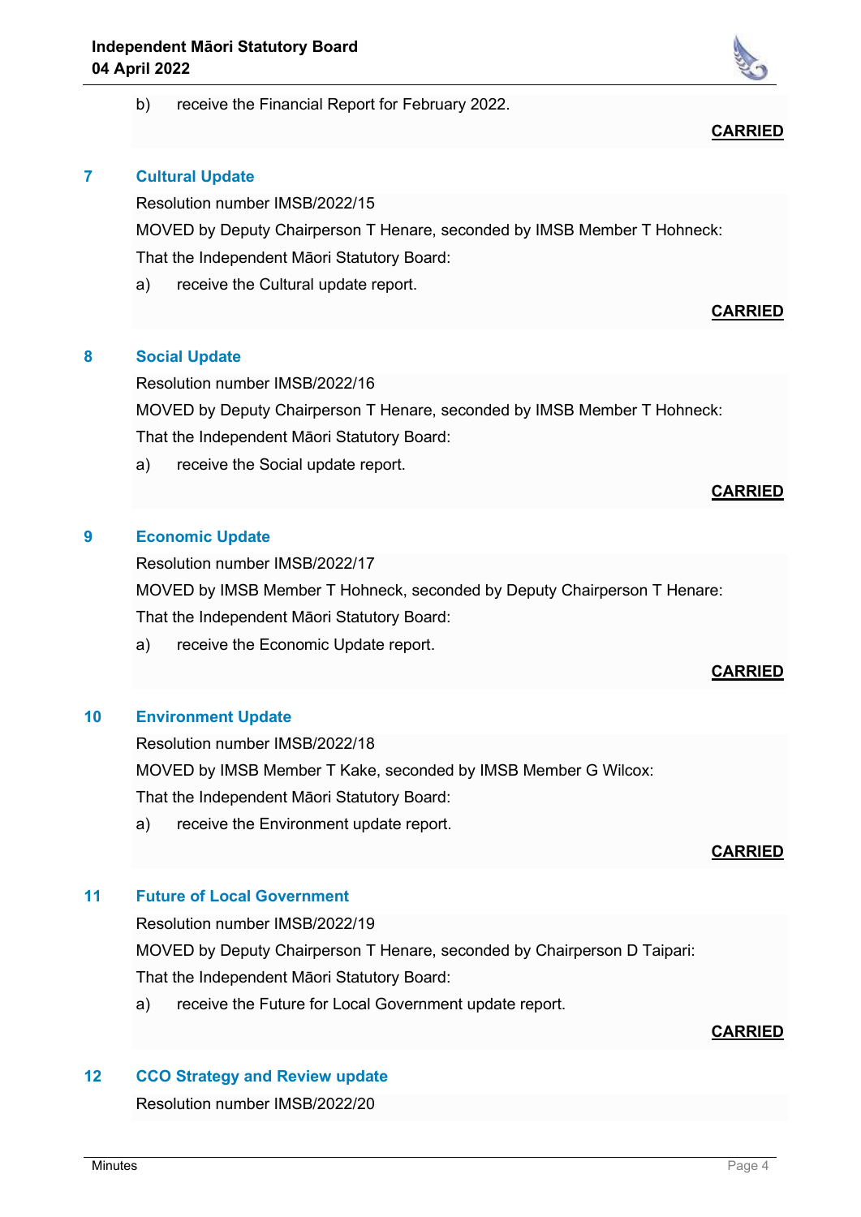b) receive the Financial Report for February 2022.

**CARRIED**

## 7 Cultural Update

Resolution number IMSB/2022/15

MOVED by Deputy Chairperson T Henare, seconded by IMSB Member T Hohneck:

That the Independent Māori Statutory Board:

a) receive the Cultural update report.

**CARRIED**

## 8 Social Update

Resolution number IMSB/2022/16

MOVED by Deputy Chairperson T Henare, seconded by IMSB Member T Hohneck:

That the Independent Māori Statutory Board:

a) receive the Social update report.

**CARRIED**

## 9 Economic Update

Resolution number IMSB/2022/17

MOVED by IMSB Member T Hohneck, seconded by Deputy Chairperson T Henare:

That the Independent Māori Statutory Board:

a) receive the Economic Update report.

**CARRIED**

## 10 Environment Update

Resolution number IMSB/2022/18

MOVED by IMSB Member T Kake, seconded by IMSB Member G Wilcox:

That the Independent Māori Statutory Board:

a) receive the Environment update report.

**CARRIED**

## 11 Future of Local Government

Resolution number IMSB/2022/19

MOVED by Deputy Chairperson T Henare, seconded by Chairperson D Taipari:

That the Independent Māori Statutory Board:

a) receive the Future for Local Government update report.

**CARRIED**

## 12 CCO Strategy and Review update

Resolution number IMSB/2022/20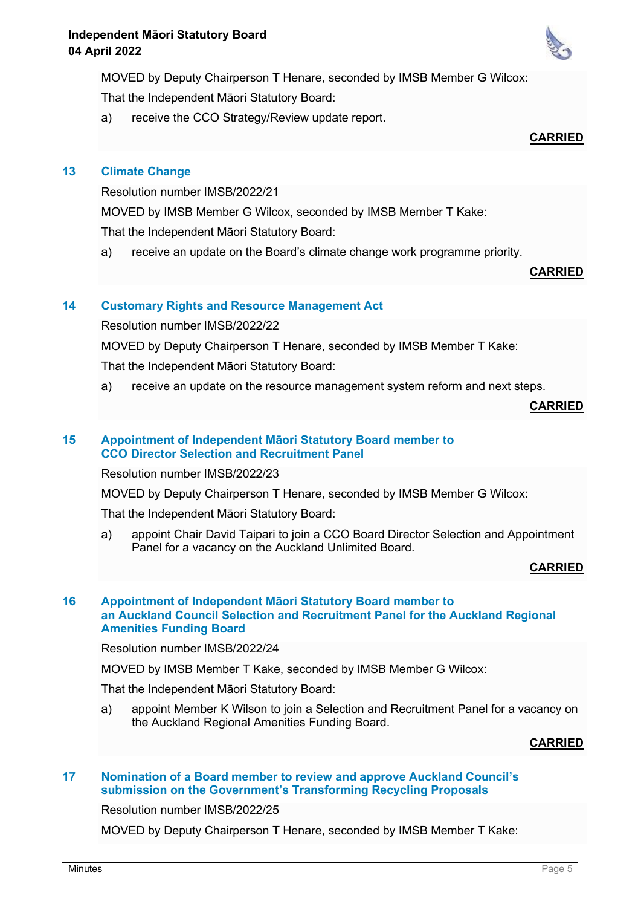MOVED by Deputy Chairperson T Henare, seconded by IMSB Member G Wilcox:

That the Independent Māori Statutory Board:

a) receive the CCO Strategy/Review update report.

**CARRIED**

## 13 Climate Change

Resolution number IMSB/2022/21

MOVED by IMSB Member G Wilcox, seconded by IMSB Member T Kake:

That the Independent Māori Statutory Board:

a) receive an update on the Board's climate change work programme priority.

**CARRIED**

## 14 Customary Rights and Resource Management Act

Resolution number IMSB/2022/22

MOVED by Deputy Chairperson T Henare, seconded by IMSB Member T Kake:

That the Independent Māori Statutory Board:

a) receive an update on the resource management system reform and next steps.

**CARRIED**

## 15 Appointment of Independent Māori Statutory Board member to CCO Director Selection and Recruitment Panel

Resolution number IMSB/2022/23

MOVED by Deputy Chairperson T Henare, seconded by IMSB Member G Wilcox:

That the Independent Māori Statutory Board:

a) appoint Chair David Taipari to join a CCO Board Director Selection and Appointment Panel for a vacancy on the Auckland Unlimited Board.

**CARRIED**

## 16 Appointment of Independent Māori Statutory Board member to an Auckland Council Selection and Recruitment Panel for the Auckland Regional Amenities Funding Board

Resolution number IMSB/2022/24

MOVED by IMSB Member T Kake, seconded by IMSB Member G Wilcox:

That the Independent Māori Statutory Board:

a) appoint Member K Wilson to join a Selection and Recruitment Panel for a vacancy on the Auckland Regional Amenities Funding Board.

**CARRIED**

## 17 Nomination of a Board member to review and approve Auckland Council's submission on the Government's Transforming Recycling Proposals

Resolution number IMSB/2022/25

MOVED by Deputy Chairperson T Henare, seconded by IMSB Member T Kake: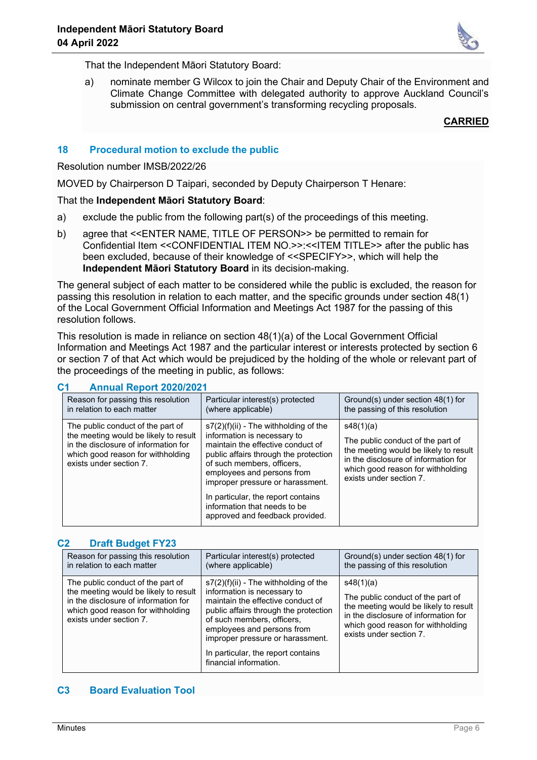That the Independent Māori Statutory Board:

a) nominate member G Wilcox to join the Chair and Deputy Chair of the Environment and Climate Change Committee with delegated authority to approve Auckland Council's submission on central government's transforming recycling proposals.

**CARRIED**

## 18 Procedural motion to exclude the public

Resolution number IMSB/2022/26

MOVED by Chairperson D Taipari, seconded by Deputy Chairperson T Henare:

That the **Independent Māori Statutory Board**:

a) exclude the public from the following part(s) of the proceedings of this meeting.

b) agree that <<ENTER NAME, TITLE OF PERSON>> be permitted to remain for Confidential Item <<CONFIDENTIAL ITEM NO.>>:<<ITEM TITLE>> after the public has been excluded, because of their knowledge of <<SPECIFY>>, which will help the **Independent Māori Statutory Board** in its decision-making.

The general subject of each matter to be considered while the public is excluded, the reason for passing this resolution in relation to each matter, and the specific grounds under section 48(1) of the Local Government Official Information and Meetings Act 1987 for the passing of this resolution follows.

This resolution is made in reliance on section 48(1)(a) of the Local Government Official Information and Meetings Act 1987 and the particular interest or interests protected by section 6 or section 7 of that Act which would be prejudiced by the holding of the whole or relevant part of the proceedings of the meeting in public, as follows:

### C1 Annual Report 2020/2021

| Reason for passing this resolution in relation to each matter | Particular interest(s) protected (where applicable) | Ground(s) under section 48(1) for the passing of this resolution |
|---|---|---|
| The public conduct of the part of the meeting would be likely to result in the disclosure of information for which good reason for withholding exists under section 7. | s7(2)(f)(ii) - The withholding of the information is necessary to maintain the effective conduct of public affairs through the protection of such members, officers, employees and persons from improper pressure or harassment.<br><br>In particular, the report contains information that needs to be approved and feedback provided. | s48(1)(a)<br><br>The public conduct of the part of the meeting would be likely to result in the disclosure of information for which good reason for withholding exists under section 7. |

### C2 Draft Budget FY23

| Reason for passing this resolution in relation to each matter | Particular interest(s) protected (where applicable) | Ground(s) under section 48(1) for the passing of this resolution |
|---|---|---|
| The public conduct of the part of the meeting would be likely to result in the disclosure of information for which good reason for withholding exists under section 7. | s7(2)(f)(ii) - The withholding of the information is necessary to maintain the effective conduct of public affairs through the protection of such members, officers, employees and persons from improper pressure or harassment.<br><br>In particular, the report contains financial information. | s48(1)(a)<br><br>The public conduct of the part of the meeting would be likely to result in the disclosure of information for which good reason for withholding exists under section 7. |

### C3 Board Evaluation Tool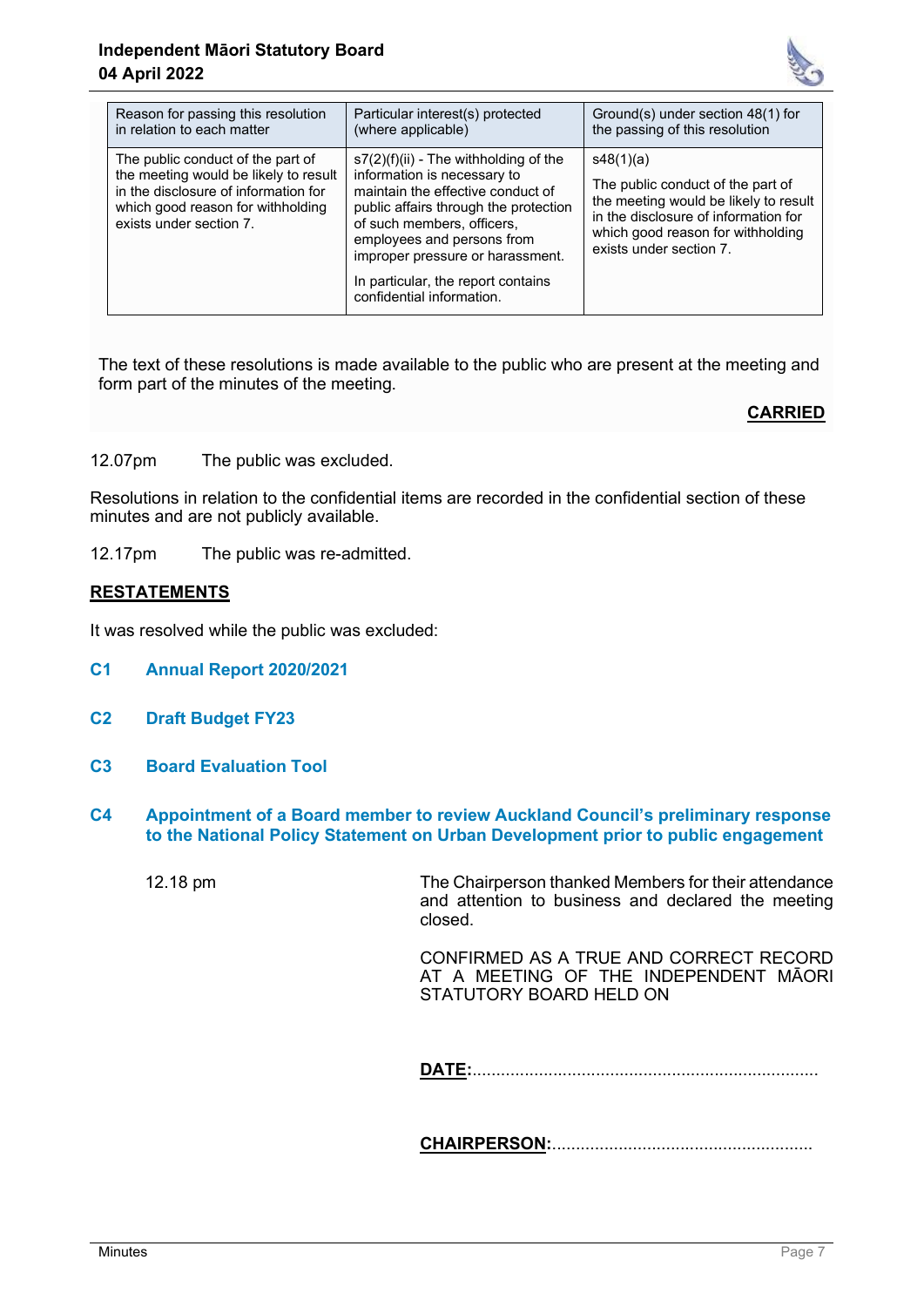| Reason for passing this resolution in relation to each matter | Particular interest(s) protected (where applicable) | Ground(s) under section 48(1) for the passing of this resolution |
|---|---|---|
| The public conduct of the part of the meeting would be likely to result in the disclosure of information for which good reason for withholding exists under section 7. | s7(2)(f)(ii) - The withholding of the information is necessary to maintain the effective conduct of public affairs through the protection of such members, officers, employees and persons from improper pressure or harassment. In particular, the report contains confidential information. | s48(1)(a) The public conduct of the part of the meeting would be likely to result in the disclosure of information for which good reason for withholding exists under section 7. |

The text of these resolutions is made available to the public who are present at the meeting and form part of the minutes of the meeting.

**CARRIED**

12.07pm The public was excluded.

Resolutions in relation to the confidential items are recorded in the confidential section of these minutes and are not publicly available.

12.17pm The public was re-admitted.

**RESTATEMENTS**

It was resolved while the public was excluded:

## C1 Annual Report 2020/2021

## C2 Draft Budget FY23

## C3 Board Evaluation Tool

## C4 Appointment of a Board member to review Auckland Council's preliminary response to the National Policy Statement on Urban Development prior to public engagement

12.18 pm The Chairperson thanked Members for their attendance and attention to business and declared the meeting closed.

CONFIRMED AS A TRUE AND CORRECT RECORD AT A MEETING OF THE INDEPENDENT MĀORI STATUTORY BOARD HELD ON

**DATE:**.........................................................................

**CHAIRPERSON:**.......................................................